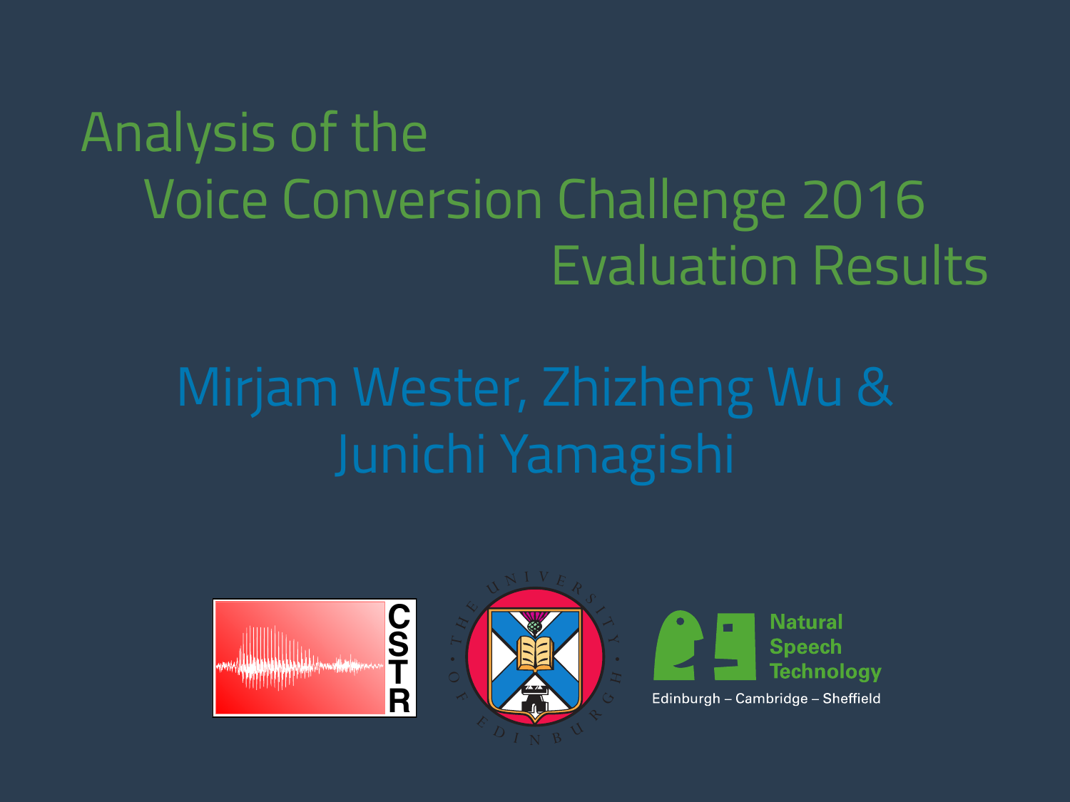# Analysis of the Voice Conversion Challenge 2016 Evaluation Results

Mirjam Wester, Zhizheng Wu & Junichi Yamagishi

CSTR

THE UNIVERSITY OF EDINBURGH

Natural Speech Technology

Edinburgh – Cambridge – Sheffield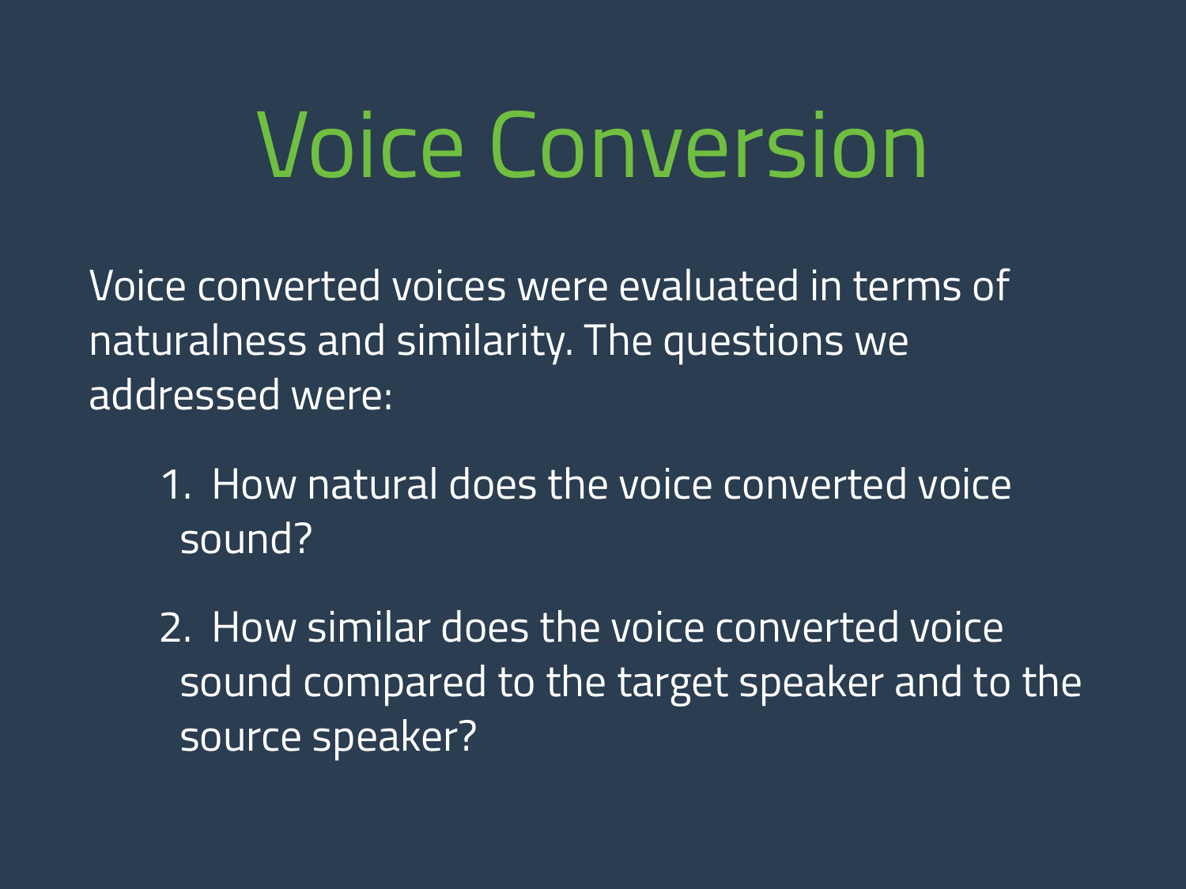# Voice Conversion

Voice converted voices were evaluated in terms of naturalness and similarity. The questions we addressed were:

1. How natural does the voice converted voice sound?

2. How similar does the voice converted voice sound compared to the target speaker and to the source speaker?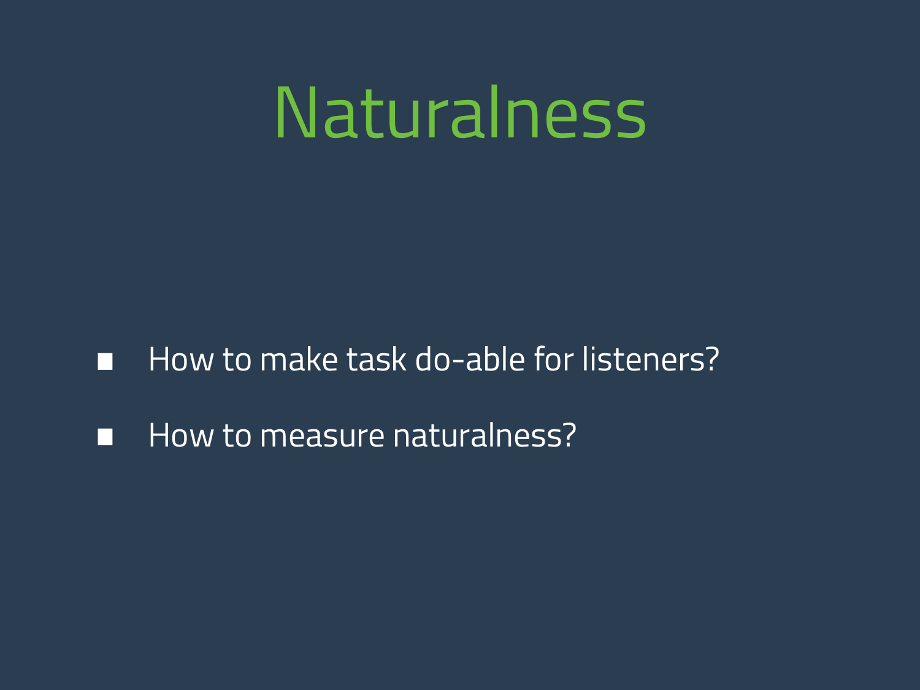# Naturalness

- How to make task do-able for listeners?
- How to measure naturalness?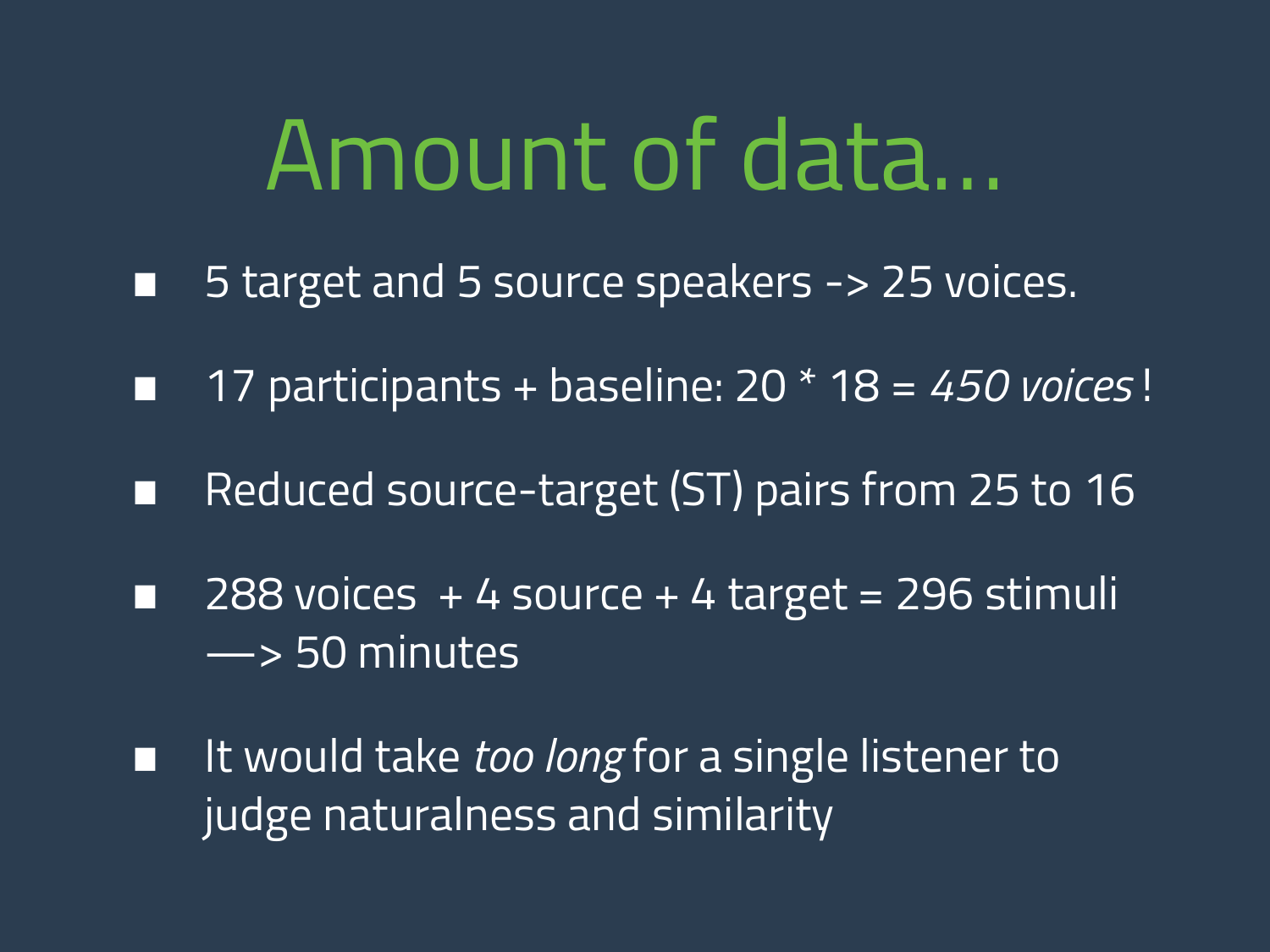# Amount of data…

- 5 target and 5 source speakers -> 25 voices.
- 17 participants + baseline: 20 * 18 = *450 voices* !
- Reduced source-target (ST) pairs from 25 to 16
- 288 voices + 4 source + 4 target = 296 stimuli —> 50 minutes
- It would take *too long* for a single listener to judge naturalness and similarity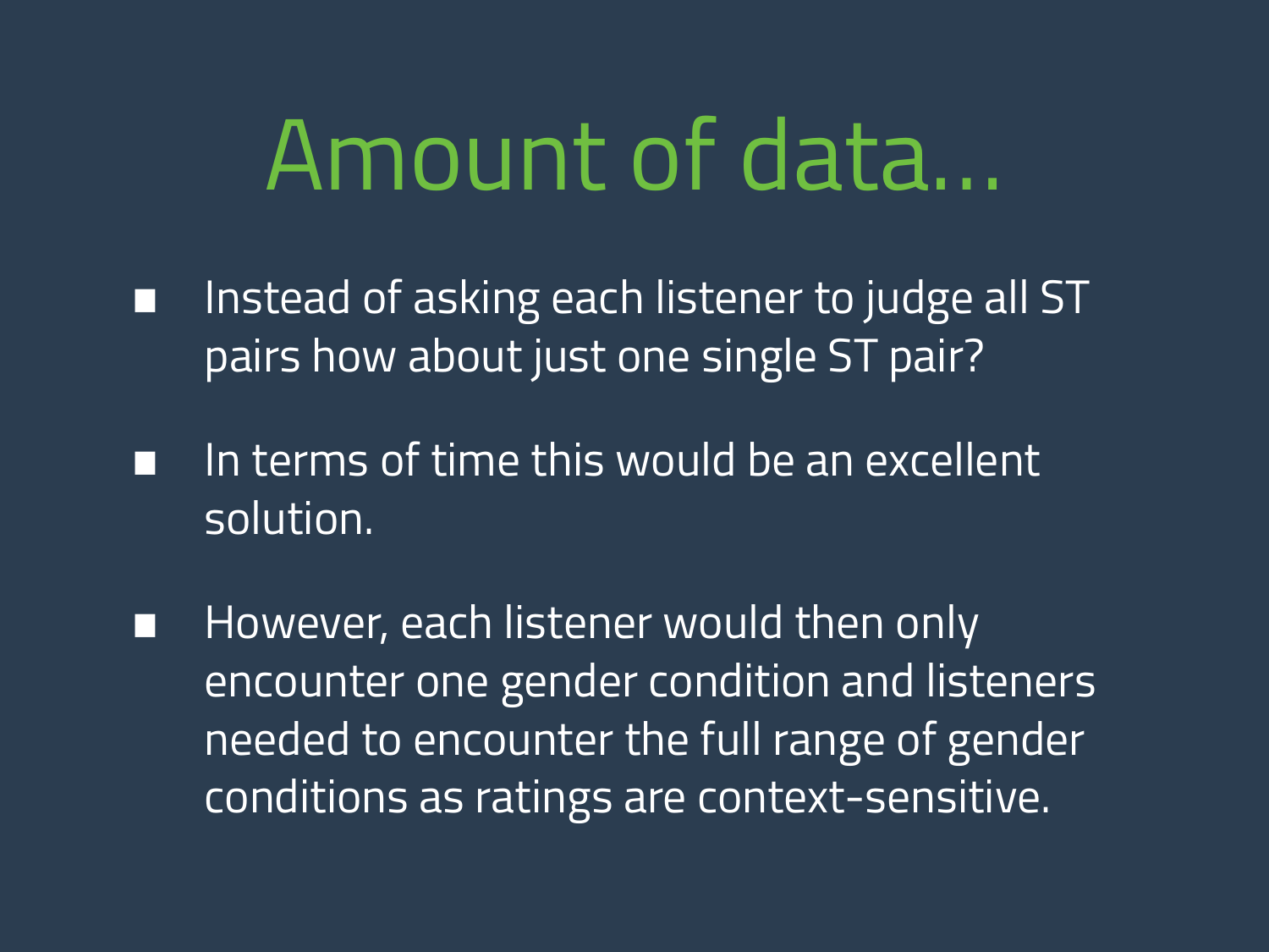# Amount of data...

- Instead of asking each listener to judge all ST pairs how about just one single ST pair?
- In terms of time this would be an excellent solution.
- However, each listener would then only encounter one gender condition and listeners needed to encounter the full range of gender conditions as ratings are context-sensitive.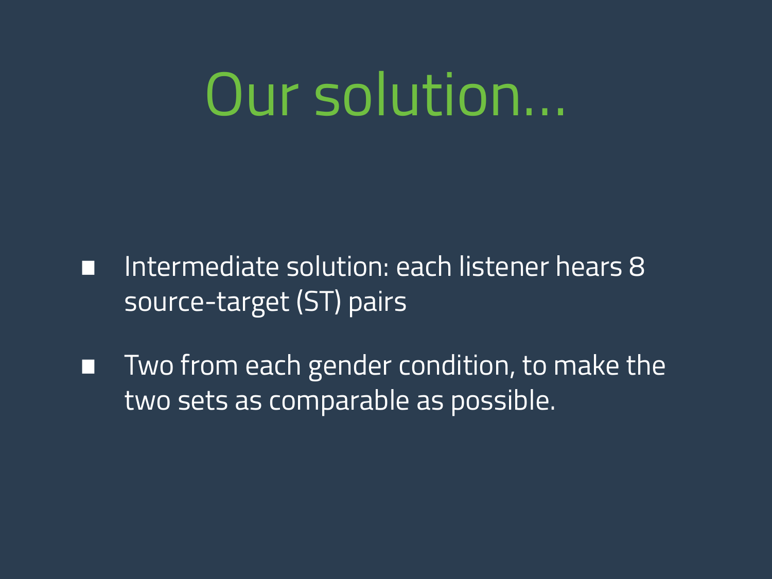# Our solution…

- Intermediate solution: each listener hears 8 source-target (ST) pairs
- Two from each gender condition, to make the two sets as comparable as possible.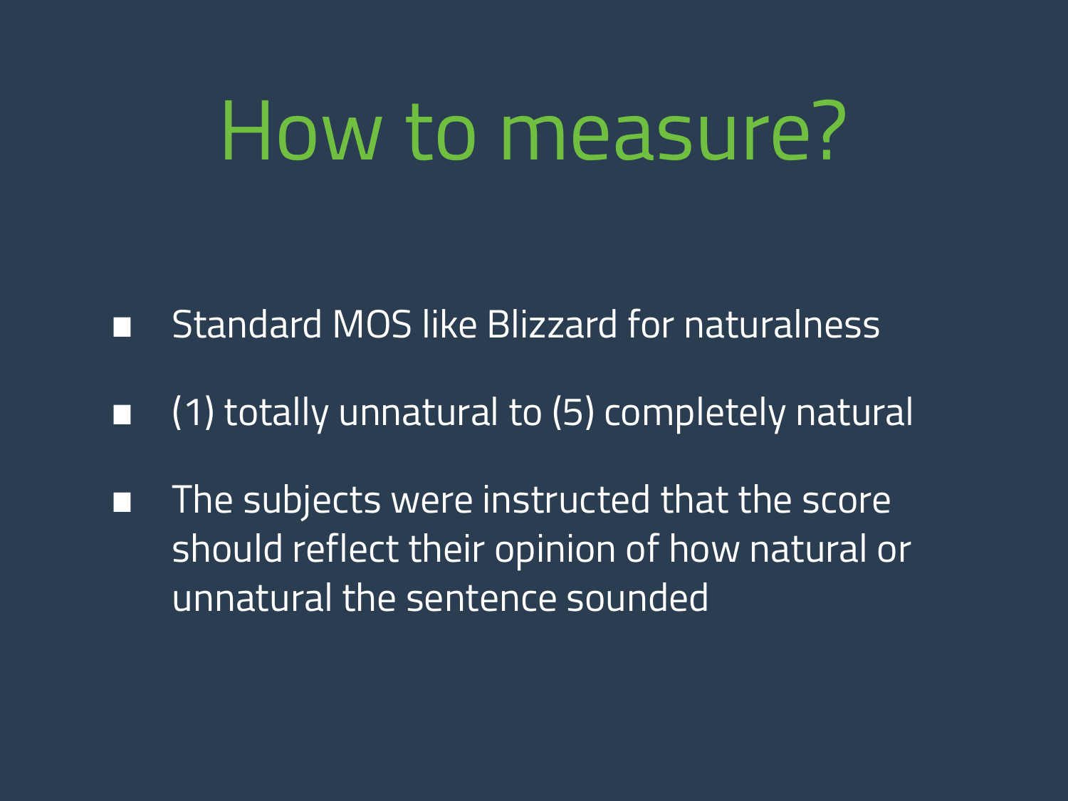# How to measure?

- Standard MOS like Blizzard for naturalness
- (1) totally unnatural to (5) completely natural
- The subjects were instructed that the score should reflect their opinion of how natural or unnatural the sentence sounded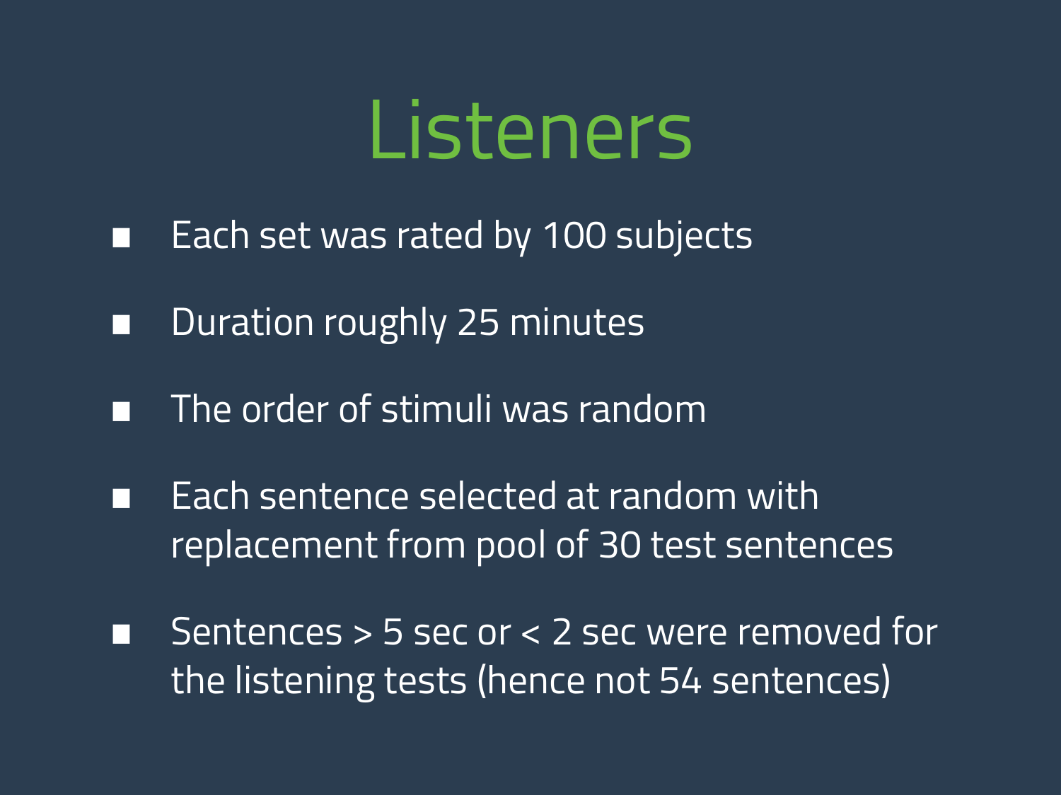# Listeners

- Each set was rated by 100 subjects
- Duration roughly 25 minutes
- The order of stimuli was random
- Each sentence selected at random with replacement from pool of 30 test sentences
- Sentences > 5 sec or < 2 sec were removed for the listening tests (hence not 54 sentences)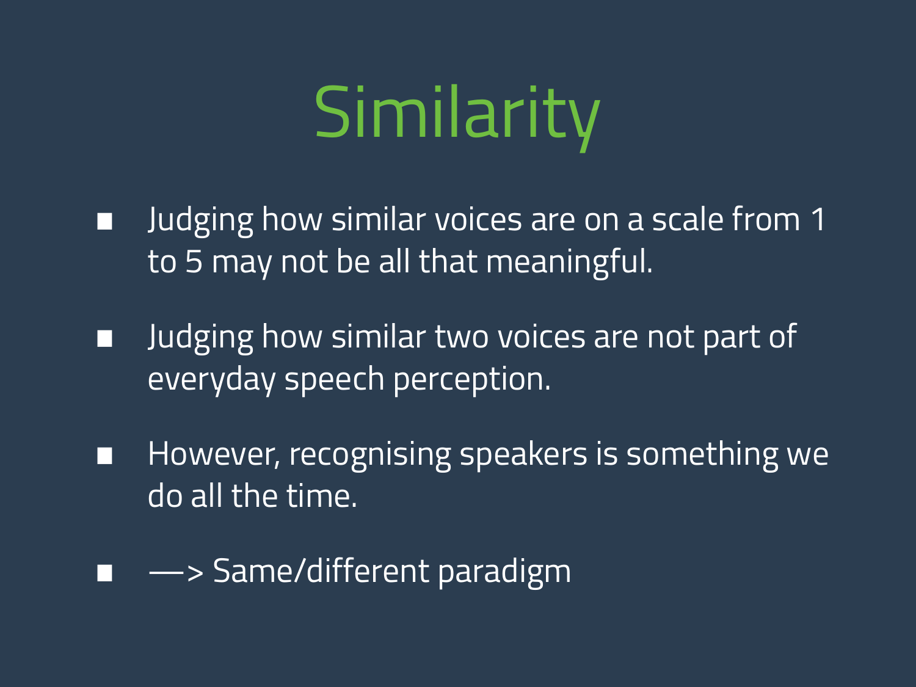# Similarity

- Judging how similar voices are on a scale from 1 to 5 may not be all that meaningful.
- Judging how similar two voices are not part of everyday speech perception.
- However, recognising speakers is something we do all the time.
- —> Same/different paradigm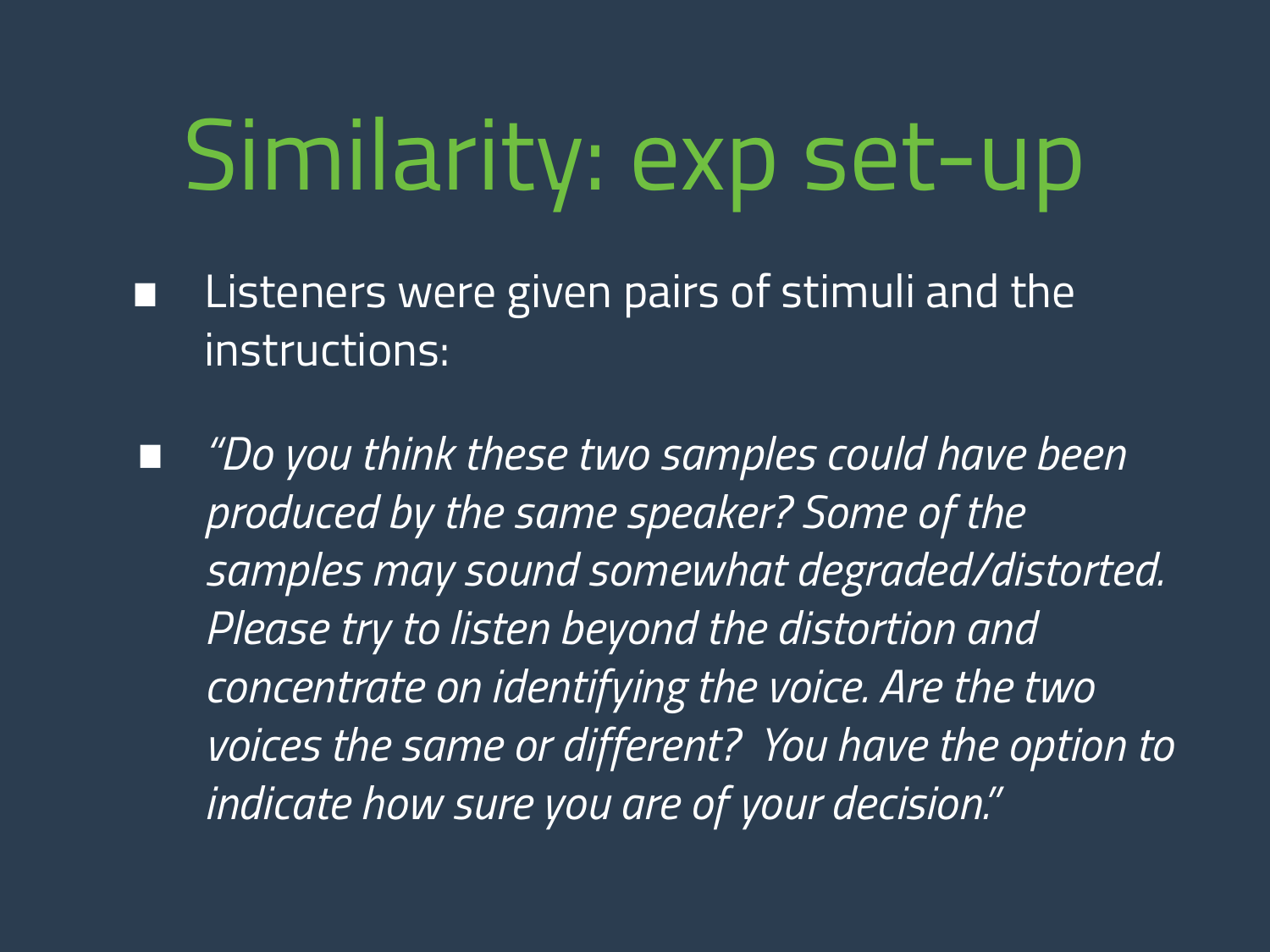# Similarity: exp set-up

- Listeners were given pairs of stimuli and the instructions:

- *"Do you think these two samples could have been produced by the same speaker? Some of the samples may sound somewhat degraded/distorted. Please try to listen beyond the distortion and concentrate on identifying the voice. Are the two voices the same or different? You have the option to indicate how sure you are of your decision."*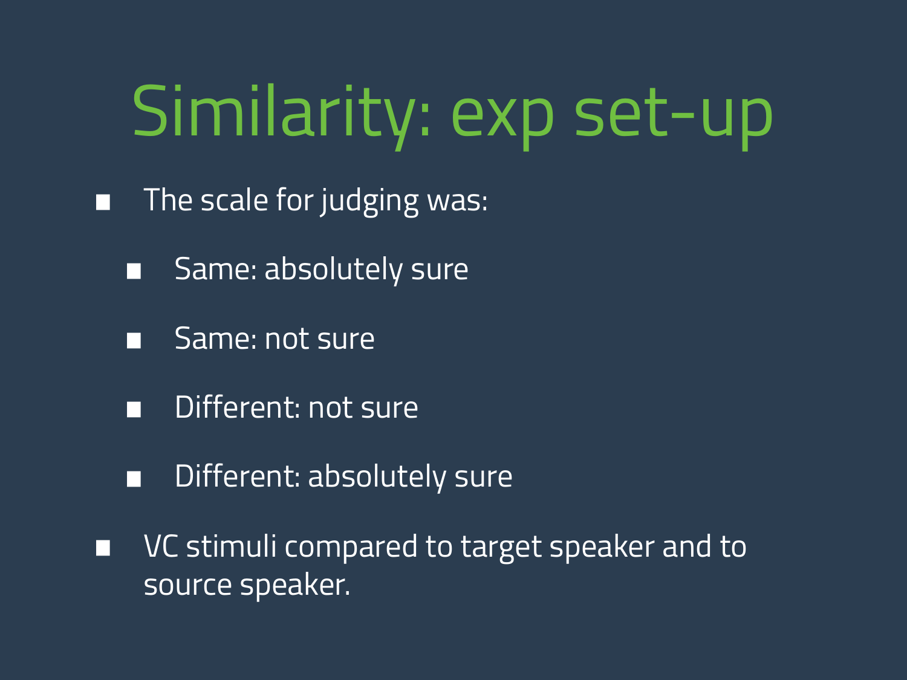# Similarity: exp set-up

- The scale for judging was:
  - Same: absolutely sure
  - Same: not sure
  - Different: not sure
  - Different: absolutely sure
- VC stimuli compared to target speaker and to source speaker.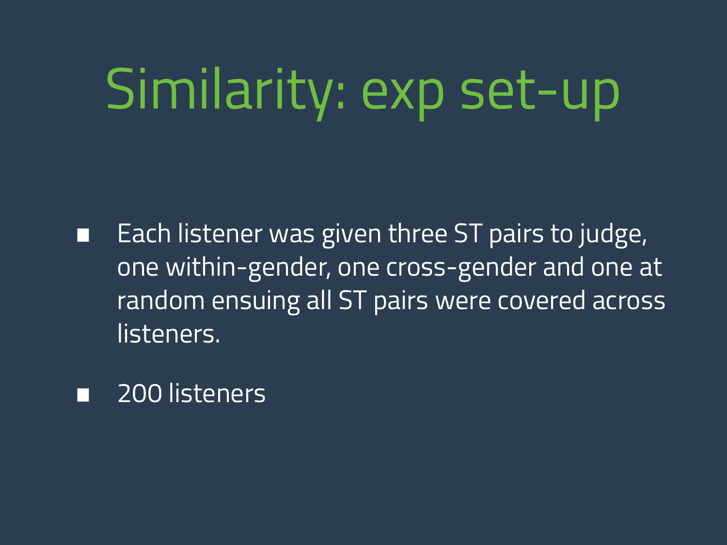# Similarity: exp set-up

- Each listener was given three ST pairs to judge, one within-gender, one cross-gender and one at random ensuing all ST pairs were covered across listeners.
- 200 listeners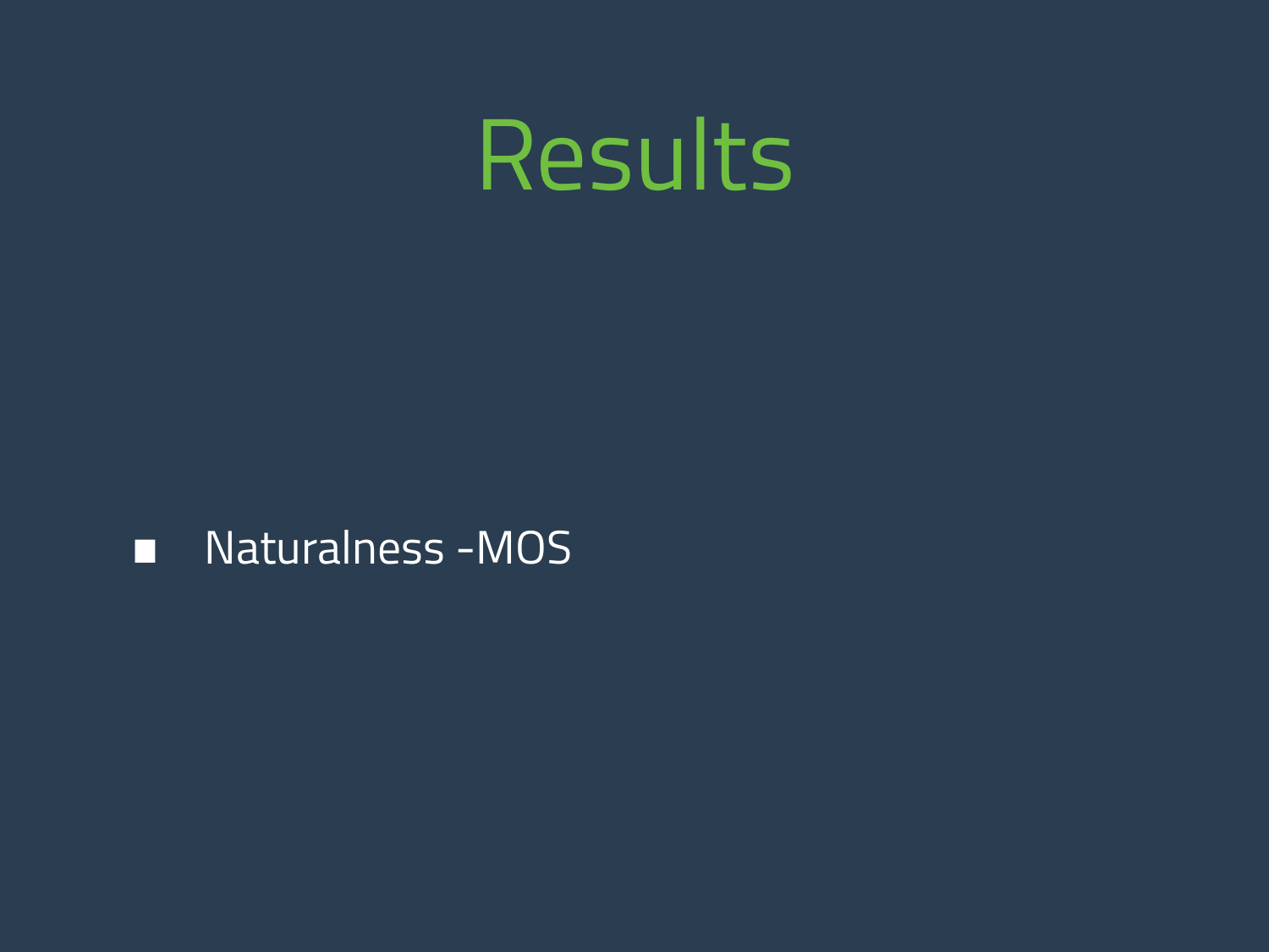# Results

- Naturalness -MOS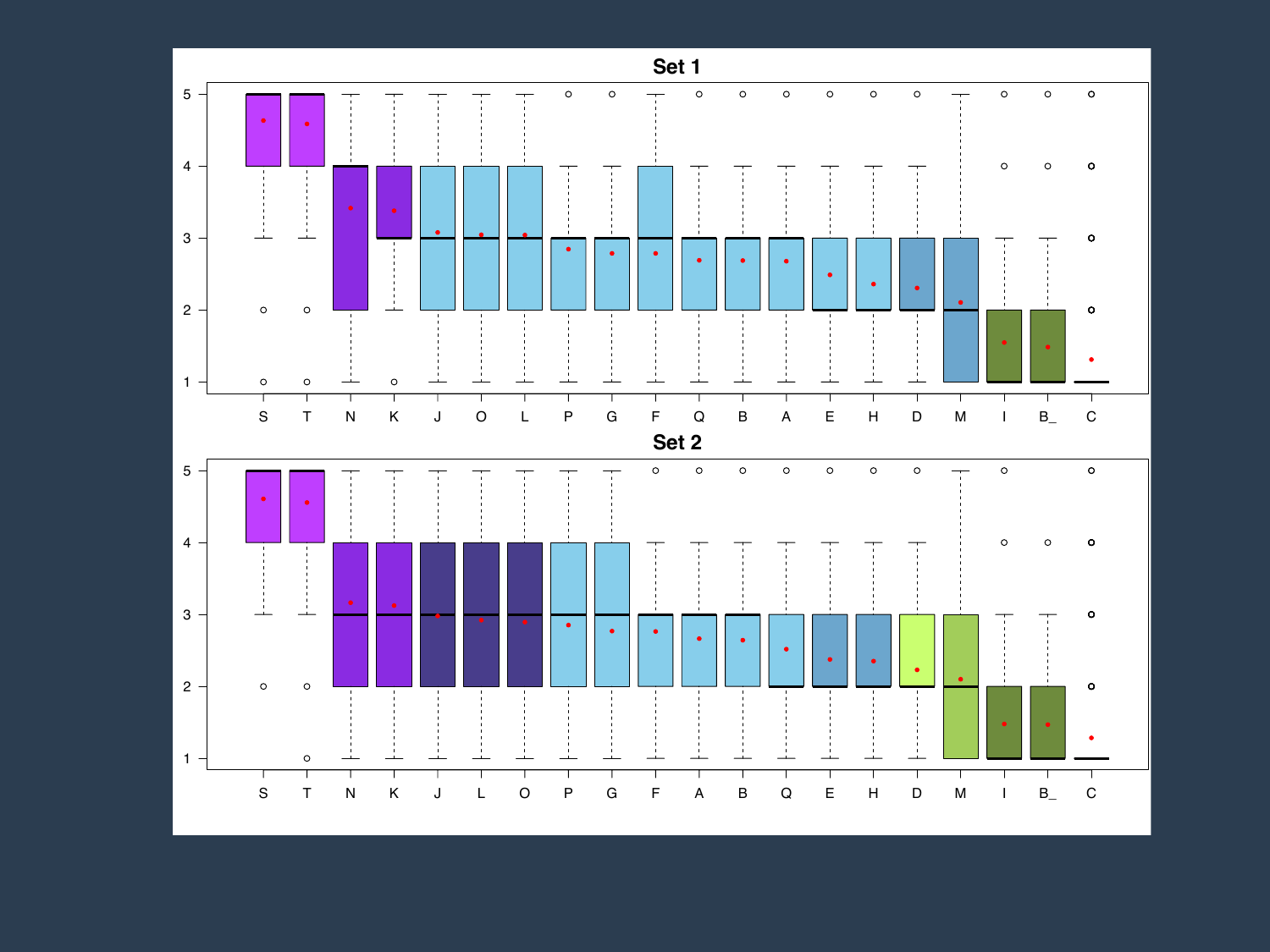## Set 1

## Set 2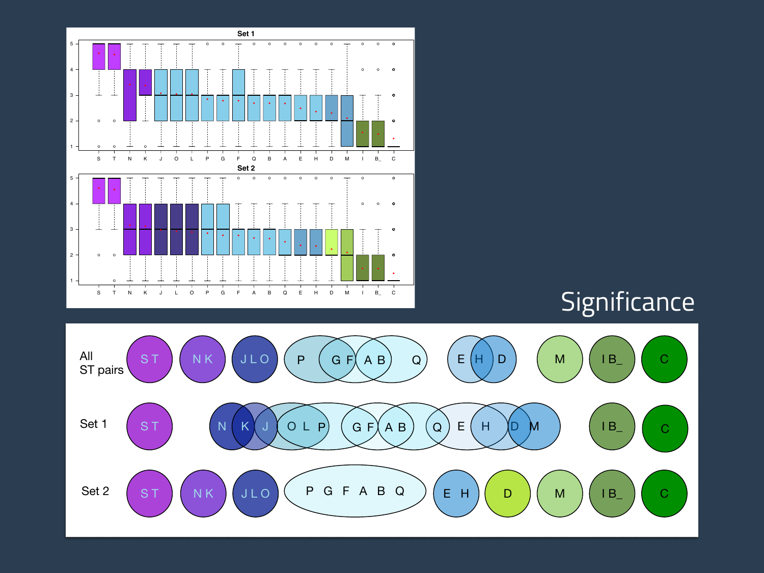# Significance

| All ST pairs | ST | NK | JLO | P, G F, A B, Q | E, H, D | M | IB_ | C |
| --- | --- | --- | --- | --- | --- | --- | --- | --- |
| Set 1 | ST | N, K, J, O L P, G F, A B, Q, E, H, D, M | | | | | IB_ | C |
| Set 2 | ST | NK | JLO | P G F A B Q | E H | D | M | IB_ | C |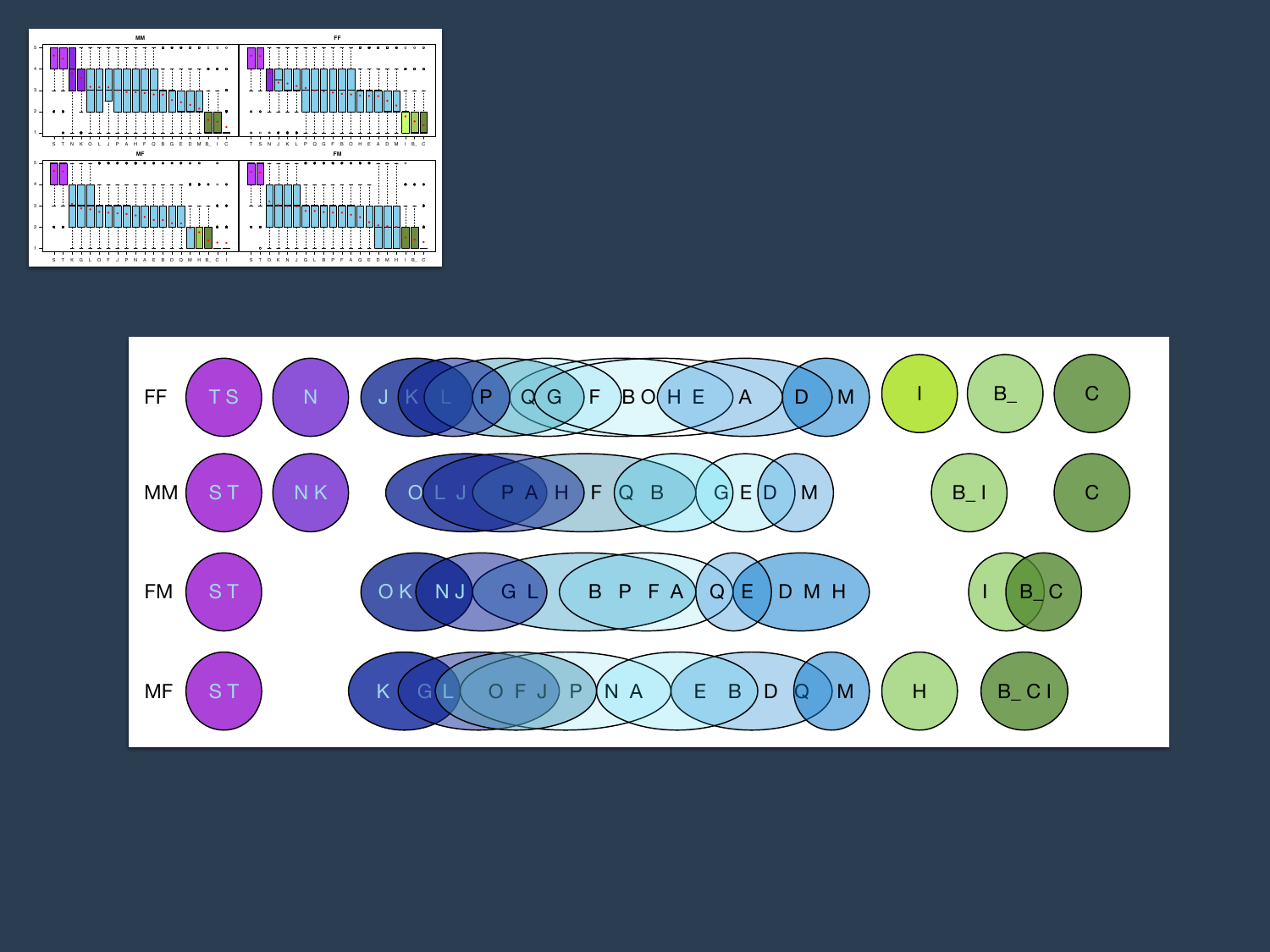FF TS N J K L P Q G F B O H E A D M I B_ C

MM ST NK O L J P A H F Q B G E D M B_I C

FM ST O K N J G L B P F A Q E D M H I B_C

MF ST K G L O F J P N A E B D Q M H B_C I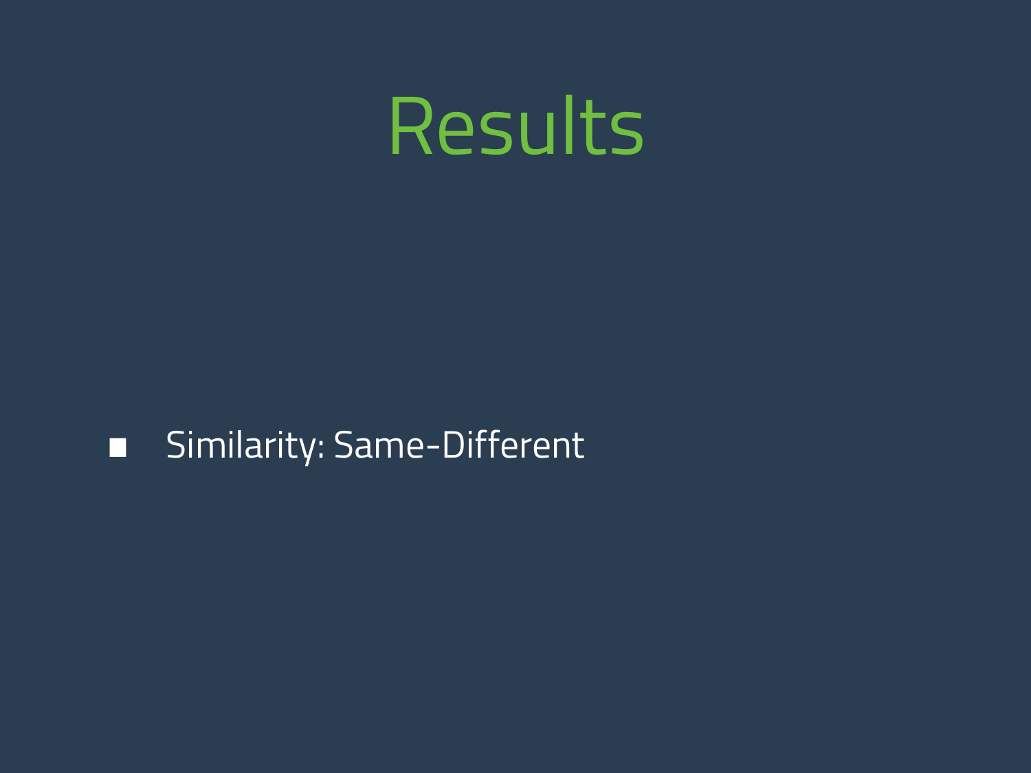# Results

- Similarity: Same-Different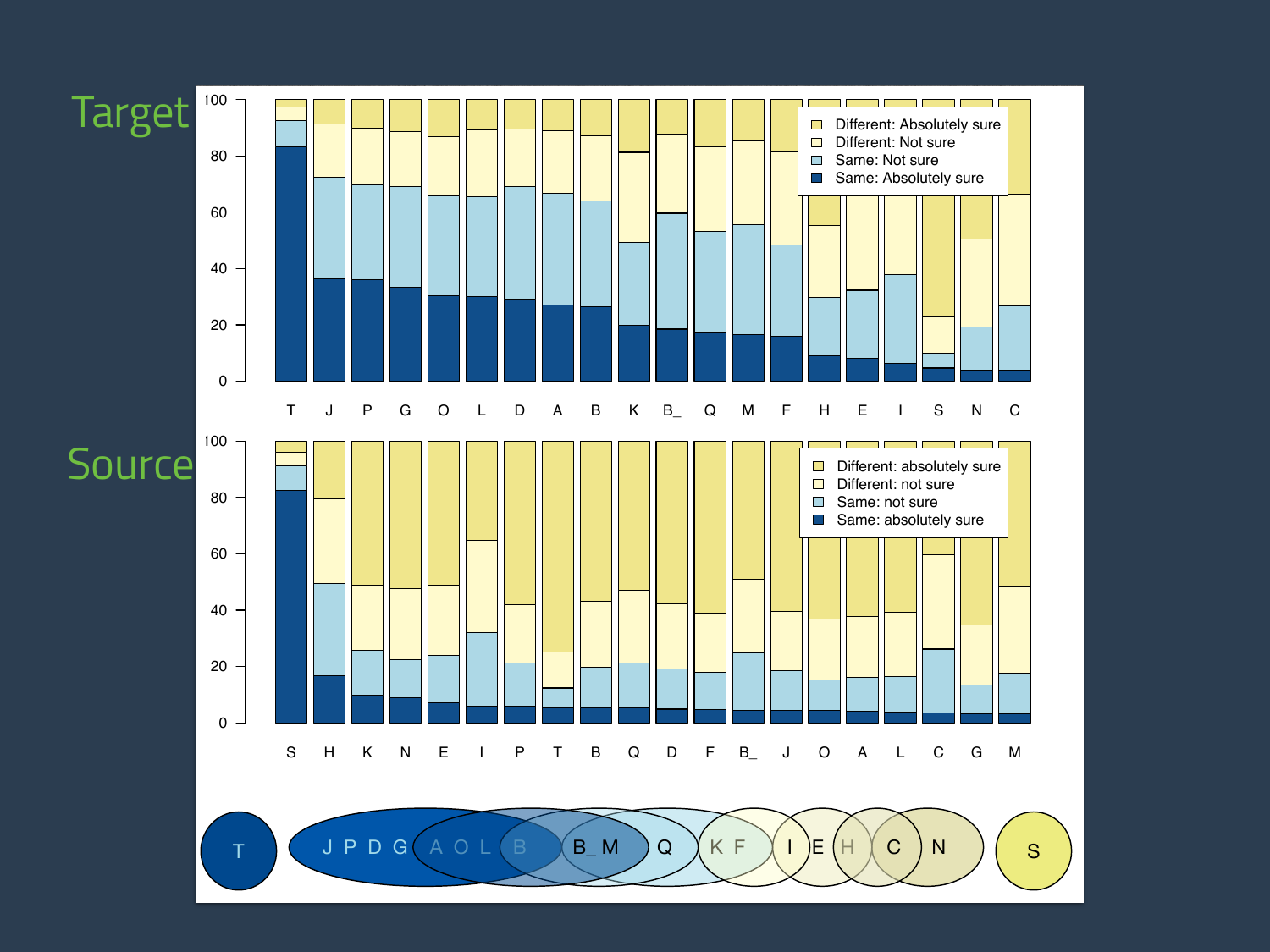# Target

# Source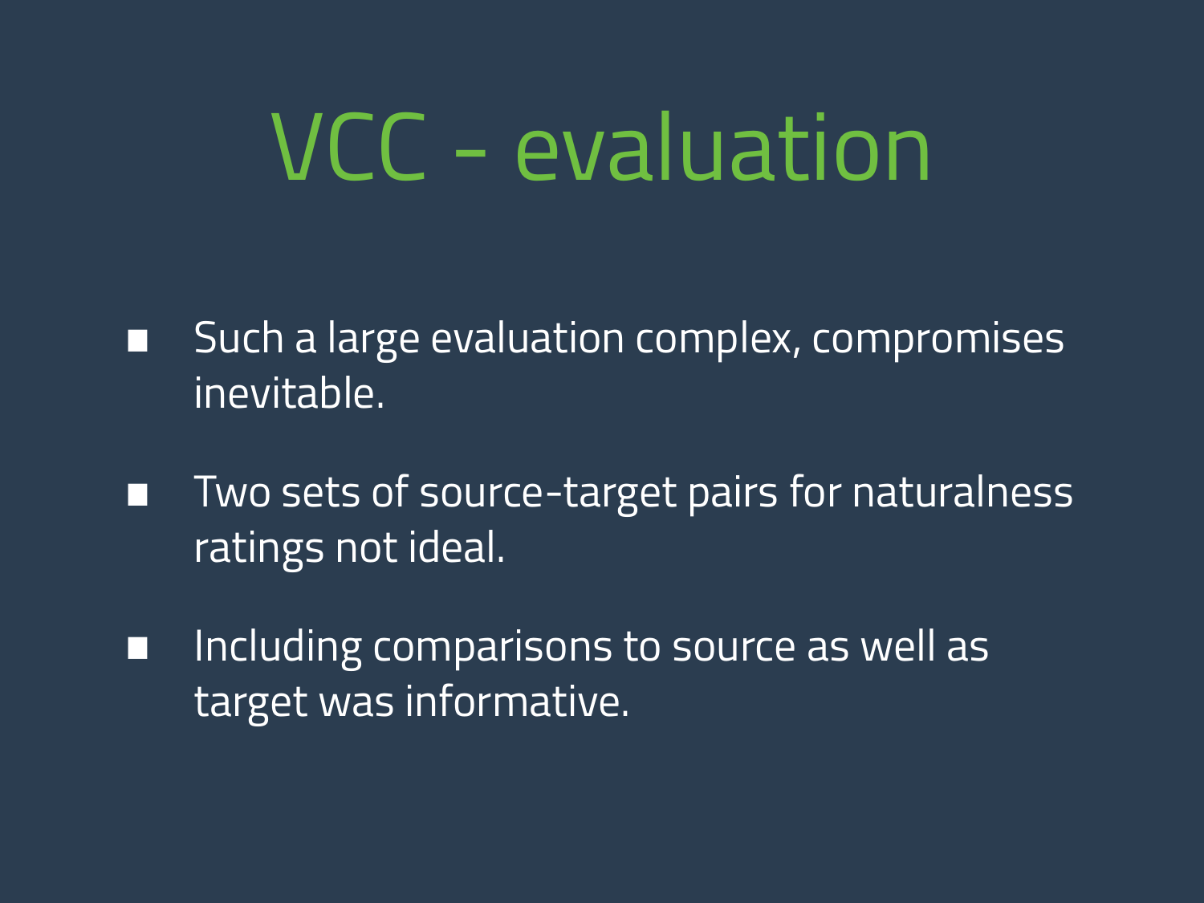# VCC - evaluation

- Such a large evaluation complex, compromises inevitable.
- Two sets of source-target pairs for naturalness ratings not ideal.
- Including comparisons to source as well as target was informative.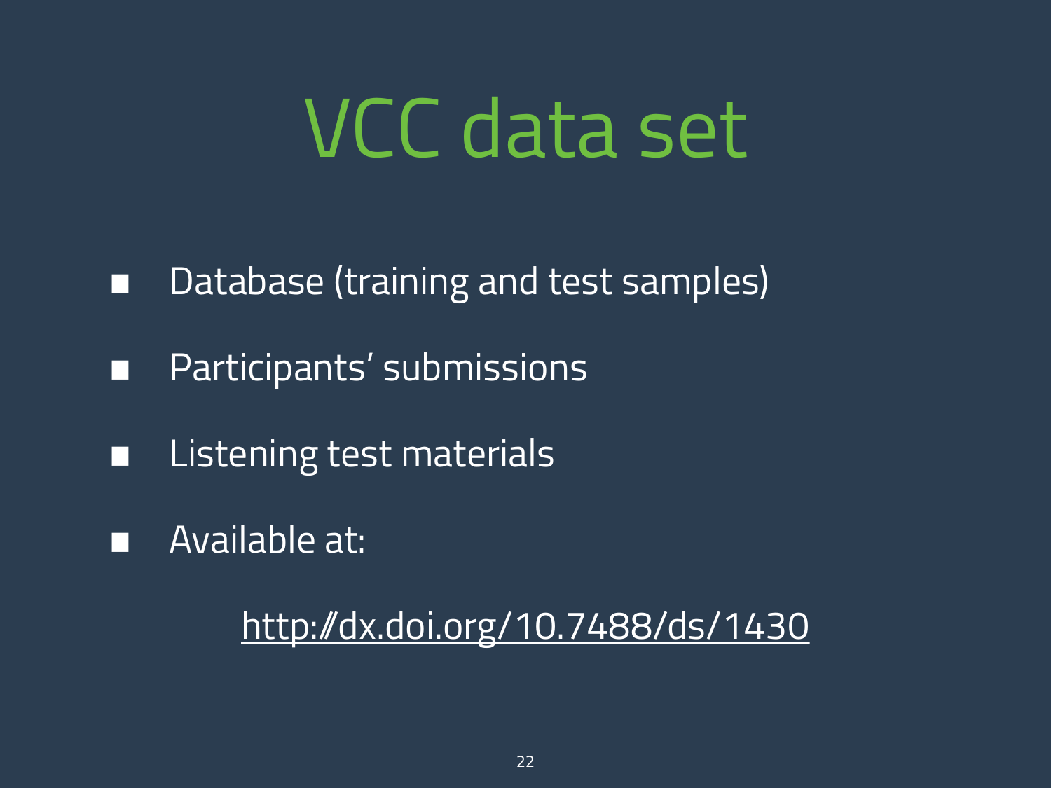# VCC data set

- Database (training and test samples)
- Participants' submissions
- Listening test materials
- Available at:

  http://dx.doi.org/10.7488/ds/1430